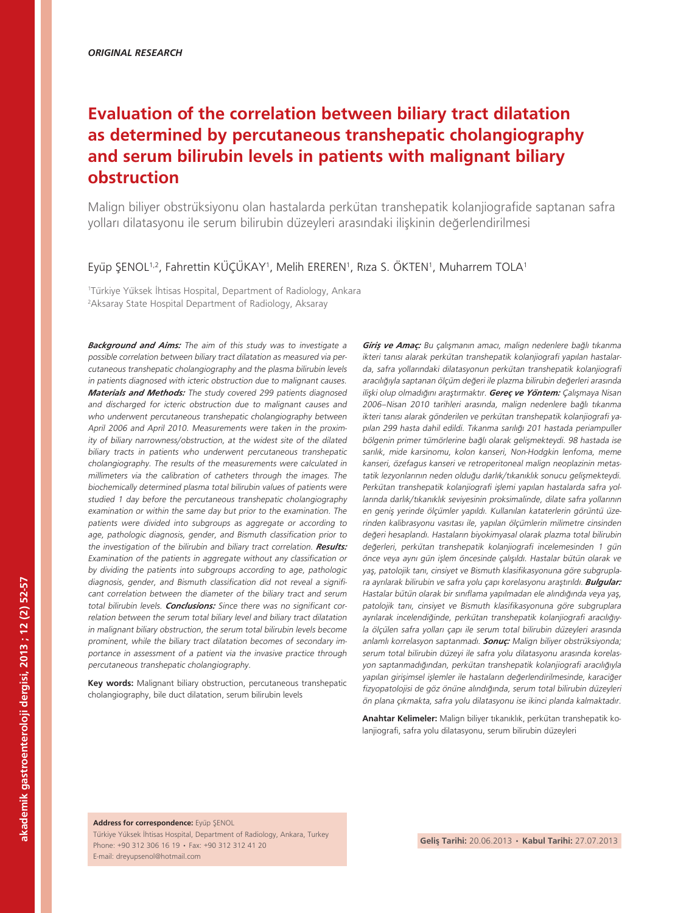*ORIGINAL RESEARCH*

# Evaluation of the correlation between biliary tract dilatation as determined by percutaneous transhepatic cholangiography and serum bilirubin levels in patients with malignant biliary obstruction

Malign biliyer obstrüksiyonu olan hastalarda perkütan transhepatik kolanjiografide saptanan safra yolları dilatasyonu ile serum bilirubin düzeyleri arasındaki ilişkinin değerlendirilmesi

Eyüp ŞENOL[1,2], Fahrettin KÜÇÜKAY[1], Melih EREREN[1], Rıza S. ÖKTEN[1], Muharrem TOLA[1]

[1]Türkiye Yüksek İhtisas Hospital, Department of Radiology, Ankara
[2]Aksaray State Hospital Department of Radiology, Aksaray

***Background and Aims:*** *The aim of this study was to investigate a possible correlation between biliary tract dilatation as measured via percutaneous transhepatic cholangiography and the plasma bilirubin levels in patients diagnosed with icteric obstruction due to malignant causes.* ***Materials and Methods:*** *The study covered 299 patients diagnosed and discharged for icteric obstruction due to malignant causes and who underwent percutaneous transhepatic cholangiography between April 2006 and April 2010. Measurements were taken in the proximity of biliary narrowness/obstruction, at the widest site of the dilated biliary tracts in patients who underwent percutaneous transhepatic cholangiography. The results of the measurements were calculated in millimeters via the calibration of catheters through the images. The biochemically determined plasma total bilirubin values of patients were studied 1 day before the percutaneous transhepatic cholangiography examination or within the same day but prior to the examination. The patients were divided into subgroups as aggregate or according to age, pathologic diagnosis, gender, and Bismuth classification prior to the investigation of the bilirubin and biliary tract correlation.* ***Results:*** *Examination of the patients in aggregate without any classification or by dividing the patients into subgroups according to age, pathologic diagnosis, gender, and Bismuth classification did not reveal a significant correlation between the diameter of the biliary tract and serum total bilirubin levels.* ***Conclusions:*** *Since there was no significant correlation between the serum total biliary level and biliary tract dilatation in malignant biliary obstruction, the serum total bilirubin levels become prominent, while the biliary tract dilatation becomes of secondary importance in assessment of a patient via the invasive practice through percutaneous transhepatic cholangiography.*

**Key words:** Malignant biliary obstruction, percutaneous transhepatic cholangiography, bile duct dilatation, serum bilirubin levels

***Giriş ve Amaç:*** *Bu çalışmanın amacı, malign nedenlere bağlı tıkanma ikteri tanısı alarak perkütan transhepatik kolanjiografi yapılan hastalarda, safra yollarındaki dilatasyonun perkütan transhepatik kolanjiografi aracılığıyla saptanan ölçüm değeri ile plazma bilirubin değerleri arasında ilişki olup olmadığını araştırmaktır.* ***Gereç ve Yöntem:*** *Çalışmaya Nisan 2006–Nisan 2010 tarihleri arasında, malign nedenlere bağlı tıkanma ikteri tanısı alarak gönderilen ve perkütan transhepatik kolanjiografi yapılan 299 hasta dahil edildi. Tıkanma sarılığı 201 hastada periampuller bölgenin primer tümörlerine bağlı olarak gelişmekteydi. 98 hastada ise sarılık, mide karsinomu, kolon kanseri, Non-Hodgkin lenfoma, meme kanseri, özefagus kanseri ve retroperitoneal malign neoplazinin metastatik lezyonlarının neden olduğu darlık/tıkanıklık sonucu gelişmekteydi. Perkütan transhepatik kolanjiografi işlemi yapılan hastalarda safra yollarında darlık/tıkanıklık seviyesinin proksimalinde, dilate safra yollarının en geniş yerinde ölçümler yapıldı. Kullanılan kataterlerin görüntü üzerinden kalibrasyonu vasıtası ile, yapılan ölçümlerin milimetre cinsinden değeri hesaplandı. Hastaların biyokimyasal olarak plazma total bilirubin değerleri, perkütan transhepatik kolanjiografi incelemesinden 1 gün önce veya aynı gün işlem öncesinde çalışıldı. Hastalar bütün olarak ve yaş, patolojik tanı, cinsiyet ve Bismuth klasifikasyonuna göre subgruplara ayrılarak bilirubin ve safra yolu çapı korelasyonu araştırıldı.* ***Bulgular:*** *Hastalar bütün olarak bir sınıflama yapılmadan ele alındığında veya yaş, patolojik tanı, cinsiyet ve Bismuth klasifikasyonuna göre subgruplara ayrılarak incelendiğinde, perkütan transhepatik kolanjiografi aracılığıyla ölçülen safra yolları çapı ile serum total bilirubin düzeyleri arasında anlamlı korrelasyon saptanmadı.* ***Sonuç:*** *Malign biliyer obstrüksiyonda; serum total bilirubin düzeyi ile safra yolu dilatasyonu arasında korelasyon saptanmadığından, perkütan transhepatik kolanjiografi aracılığıyla yapılan girişimsel işlemler ile hastaların değerlendirilmesinde, karaciğer fizyopatolojisi de göz önüne alındığında, serum total bilirubin düzeyleri ön plana çıkmakta, safra yolu dilatasyonu ise ikinci planda kalmaktadır.*

**Anahtar Kelimeler:** Malign biliyer tıkanıklık, perkütan transhepatik kolanjiografi, safra yolu dilatasyonu, serum bilirubin düzeyleri

**Address for correspondence:** Eyüp ŞENOL
Türkiye Yüksek İhtisas Hospital, Department of Radiology, Ankara, Turkey
Phone: +90 312 306 16 19 • Fax: +90 312 312 41 20
E-mail: dreyupsenol@hotmail.com

**Geliş Tarihi:** 20.06.2013 • **Kabul Tarihi:** 27.07.2013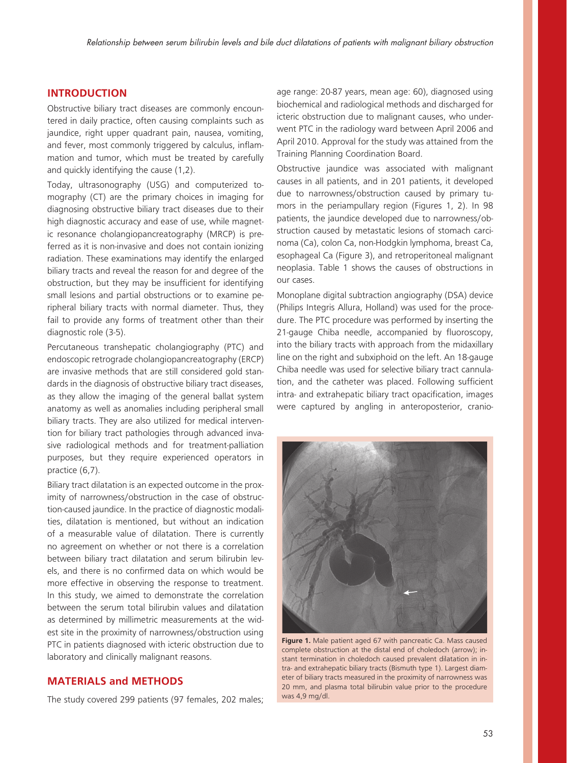## INTRODUCTION

Obstructive biliary tract diseases are commonly encountered in daily practice, often causing complaints such as jaundice, right upper quadrant pain, nausea, vomiting, and fever, most commonly triggered by calculus, inflammation and tumor, which must be treated by carefully and quickly identifying the cause (1,2).

Today, ultrasonography (USG) and computerized tomography (CT) are the primary choices in imaging for diagnosing obstructive biliary tract diseases due to their high diagnostic accuracy and ease of use, while magnetic resonance cholangiopancreatography (MRCP) is preferred as it is non-invasive and does not contain ionizing radiation. These examinations may identify the enlarged biliary tracts and reveal the reason for and degree of the obstruction, but they may be insufficient for identifying small lesions and partial obstructions or to examine peripheral biliary tracts with normal diameter. Thus, they fail to provide any forms of treatment other than their diagnostic role (3-5).

Percutaneous transhepatic cholangiography (PTC) and endoscopic retrograde cholangiopancreatography (ERCP) are invasive methods that are still considered gold standards in the diagnosis of obstructive biliary tract diseases, as they allow the imaging of the general ballat system anatomy as well as anomalies including peripheral small biliary tracts. They are also utilized for medical intervention for biliary tract pathologies through advanced invasive radiological methods and for treatment-palliation purposes, but they require experienced operators in practice (6,7).

Biliary tract dilatation is an expected outcome in the proximity of narrowness/obstruction in the case of obstruction-caused jaundice. In the practice of diagnostic modalities, dilatation is mentioned, but without an indication of a measurable value of dilatation. There is currently no agreement on whether or not there is a correlation between biliary tract dilatation and serum bilirubin levels, and there is no confirmed data on which would be more effective in observing the response to treatment. In this study, we aimed to demonstrate the correlation between the serum total bilirubin values and dilatation as determined by millimetric measurements at the widest site in the proximity of narrowness/obstruction using PTC in patients diagnosed with icteric obstruction due to laboratory and clinically malignant reasons.

## MATERIALS and METHODS

The study covered 299 patients (97 females, 202 males; age range: 20-87 years, mean age: 60), diagnosed using biochemical and radiological methods and discharged for icteric obstruction due to malignant causes, who underwent PTC in the radiology ward between April 2006 and April 2010. Approval for the study was attained from the Training Planning Coordination Board.

Obstructive jaundice was associated with malignant causes in all patients, and in 201 patients, it developed due to narrowness/obstruction caused by primary tumors in the periampullary region (Figures 1, 2). In 98 patients, the jaundice developed due to narrowness/obstruction caused by metastatic lesions of stomach carcinoma (Ca), colon Ca, non-Hodgkin lymphoma, breast Ca, esophageal Ca (Figure 3), and retroperitoneal malignant neoplasia. Table 1 shows the causes of obstructions in our cases.

Monoplane digital subtraction angiography (DSA) device (Philips Integris Allura, Holland) was used for the procedure. The PTC procedure was performed by inserting the 21-gauge Chiba needle, accompanied by fluoroscopy, into the biliary tracts with approach from the midaxillary line on the right and subxiphoid on the left. An 18-gauge Chiba needle was used for selective biliary tract cannulation, and the catheter was placed. Following sufficient intra- and extrahepatic biliary tract opacification, images were captured by angling in anteroposterior, cranio-

**Figure 1.** Male patient aged 67 with pancreatic Ca. Mass caused complete obstruction at the distal end of choledoch (arrow); instant termination in choledoch caused prevalent dilatation in intra- and extrahepatic biliary tracts (Bismuth type 1). Largest diameter of biliary tracts measured in the proximity of narrowness was 20 mm, and plasma total bilirubin value prior to the procedure was 4,9 mg/dl.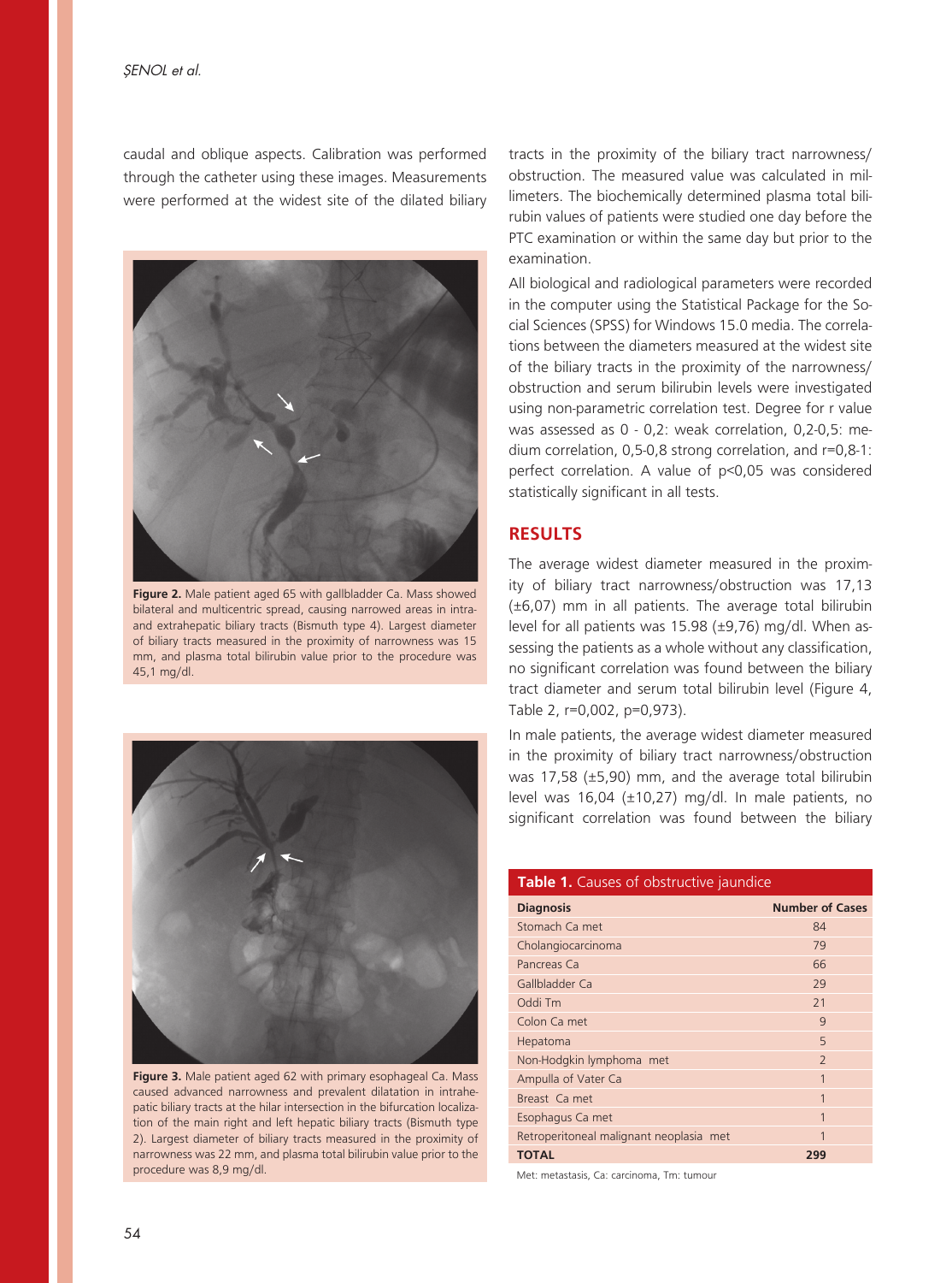caudal and oblique aspects. Calibration was performed through the catheter using these images. Measurements were performed at the widest site of the dilated biliary tracts in the proximity of the biliary tract narrowness/obstruction. The measured value was calculated in millimeters. The biochemically determined plasma total bilirubin values of patients were studied one day before the PTC examination or within the same day but prior to the examination.

**Figure 2.** Male patient aged 65 with gallbladder Ca. Mass showed bilateral and multicentric spread, causing narrowed areas in intra- and extrahepatic biliary tracts (Bismuth type 4). Largest diameter of biliary tracts measured in the proximity of narrowness was 15 mm, and plasma total bilirubin value prior to the procedure was 45,1 mg/dl.

**Figure 3.** Male patient aged 62 with primary esophageal Ca. Mass caused advanced narrowness and prevalent dilatation in intrahepatic biliary tracts at the hilar intersection in the bifurcation localization of the main right and left hepatic biliary tracts (Bismuth type 2). Largest diameter of biliary tracts measured in the proximity of narrowness was 22 mm, and plasma total bilirubin value prior to the procedure was 8,9 mg/dl.

All biological and radiological parameters were recorded in the computer using the Statistical Package for the Social Sciences (SPSS) for Windows 15.0 media. The correlations between the diameters measured at the widest site of the biliary tracts in the proximity of the narrowness/obstruction and serum bilirubin levels were investigated using non-parametric correlation test. Degree for r value was assessed as 0 - 0,2: weak correlation, 0,2-0,5: medium correlation, 0,5-0,8 strong correlation, and r=0,8-1: perfect correlation. A value of p<0,05 was considered statistically significant in all tests.

## RESULTS

The average widest diameter measured in the proximity of biliary tract narrowness/obstruction was 17,13 (±6,07) mm in all patients. The average total bilirubin level for all patients was 15.98 (±9,76) mg/dl. When assessing the patients as a whole without any classification, no significant correlation was found between the biliary tract diameter and serum total bilirubin level (Figure 4, Table 2, r=0,002, p=0,973).

In male patients, the average widest diameter measured in the proximity of biliary tract narrowness/obstruction was 17,58 (±5,90) mm, and the average total bilirubin level was 16,04 (±10,27) mg/dl. In male patients, no significant correlation was found between the biliary

**Table 1.** Causes of obstructive jaundice

| Diagnosis | Number of Cases |
|---|---|
| Stomach Ca met | 84 |
| Cholangiocarcinoma | 79 |
| Pancreas Ca | 66 |
| Gallbladder Ca | 29 |
| Oddi Tm | 21 |
| Colon Ca met | 9 |
| Hepatoma | 5 |
| Non-Hodgkin lymphoma met | 2 |
| Ampulla of Vater Ca | 1 |
| Breast Ca met | 1 |
| Esophagus Ca met | 1 |
| Retroperitoneal malignant neoplasia met | 1 |
| **TOTAL** | **299** |

Met: metastasis, Ca: carcinoma, Tm: tumour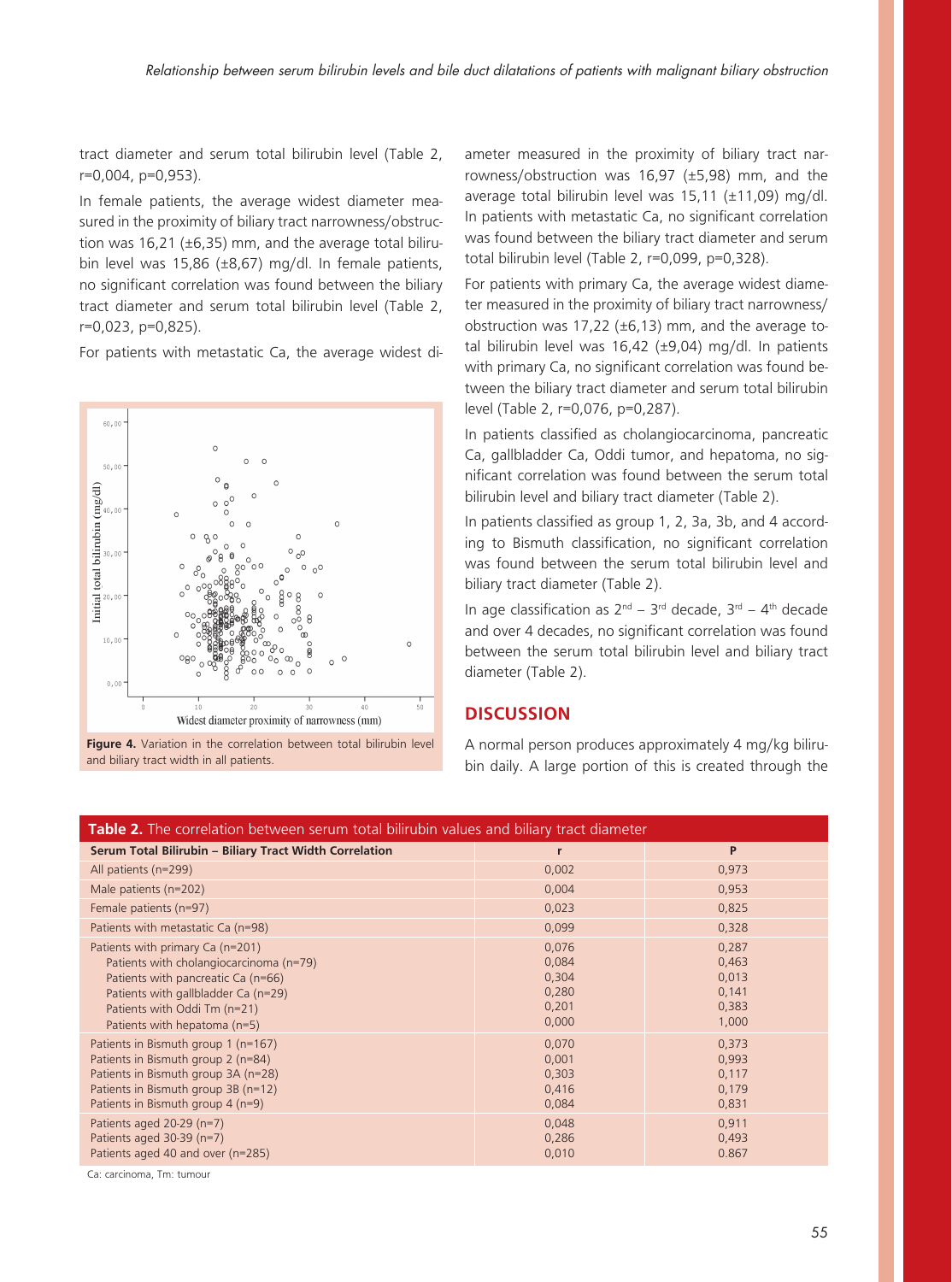tract diameter and serum total bilirubin level (Table 2, r=0,004, p=0,953).

In female patients, the average widest diameter measured in the proximity of biliary tract narrowness/obstruction was 16,21 (±6,35) mm, and the average total bilirubin level was 15,86 (±8,67) mg/dl. In female patients, no significant correlation was found between the biliary tract diameter and serum total bilirubin level (Table 2, r=0,023, p=0,825).

For patients with metastatic Ca, the average widest diameter measured in the proximity of biliary tract narrowness/obstruction was 16,97 (±5,98) mm, and the average total bilirubin level was 15,11 (±11,09) mg/dl. In patients with metastatic Ca, no significant correlation was found between the biliary tract diameter and serum total bilirubin level (Table 2, r=0,099, p=0,328).

**Figure 4.** Variation in the correlation between total bilirubin level and biliary tract width in all patients.

For patients with primary Ca, the average widest diameter measured in the proximity of biliary tract narrowness/obstruction was 17,22 (±6,13) mm, and the average total bilirubin level was 16,42 (±9,04) mg/dl. In patients with primary Ca, no significant correlation was found between the biliary tract diameter and serum total bilirubin level (Table 2, r=0,076, p=0,287).

In patients classified as cholangiocarcinoma, pancreatic Ca, gallbladder Ca, Oddi tumor, and hepatoma, no significant correlation was found between the serum total bilirubin level and biliary tract diameter (Table 2).

In patients classified as group 1, 2, 3a, 3b, and 4 according to Bismuth classification, no significant correlation was found between the serum total bilirubin level and biliary tract diameter (Table 2).

In age classification as $2^{nd}$ – $3^{rd}$ decade, $3^{rd}$ – $4^{th}$ decade and over 4 decades, no significant correlation was found between the serum total bilirubin level and biliary tract diameter (Table 2).

## DISCUSSION

A normal person produces approximately 4 mg/kg bilirubin daily. A large portion of this is created through the

**Table 2.** The correlation between serum total bilirubin values and biliary tract diameter

| Serum Total Bilirubin – Biliary Tract Width Correlation | r | P |
|---|---|---|
| All patients (n=299) | 0,002 | 0,973 |
| Male patients (n=202) | 0,004 | 0,953 |
| Female patients (n=97) | 0,023 | 0,825 |
| Patients with metastatic Ca (n=98) | 0,099 | 0,328 |
| Patients with primary Ca (n=201) | 0,076 | 0,287 |
| Patients with cholangiocarcinoma (n=79) | 0,084 | 0,463 |
| Patients with pancreatic Ca (n=66) | 0,304 | 0,013 |
| Patients with gallbladder Ca (n=29) | 0,280 | 0,141 |
| Patients with Oddi Tm (n=21) | 0,201 | 0,383 |
| Patients with hepatoma (n=5) | 0,000 | 1,000 |
| Patients in Bismuth group 1 (n=167) | 0,070 | 0,373 |
| Patients in Bismuth group 2 (n=84) | 0,001 | 0,993 |
| Patients in Bismuth group 3A (n=28) | 0,303 | 0,117 |
| Patients in Bismuth group 3B (n=12) | 0,416 | 0,179 |
| Patients in Bismuth group 4 (n=9) | 0,084 | 0,831 |
| Patients aged 20-29 (n=7) | 0,048 | 0,911 |
| Patients aged 30-39 (n=7) | 0,286 | 0,493 |
| Patients aged 40 and over (n=285) | 0,010 | 0.867 |

Ca: carcinoma, Tm: tumour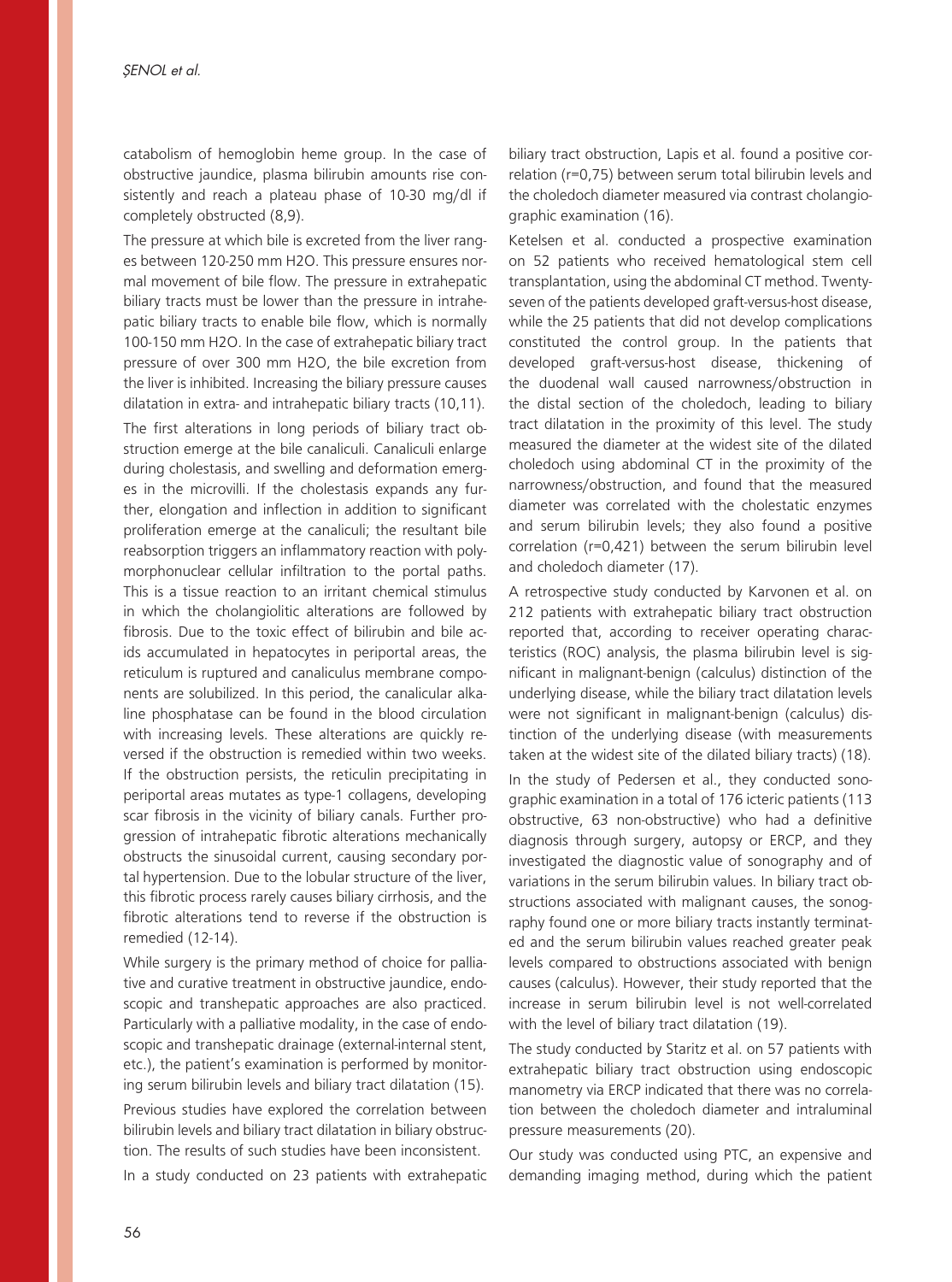catabolism of hemoglobin heme group. In the case of obstructive jaundice, plasma bilirubin amounts rise consistently and reach a plateau phase of 10-30 mg/dl if completely obstructed (8,9).

The pressure at which bile is excreted from the liver ranges between 120-250 mm H2O. This pressure ensures normal movement of bile flow. The pressure in extrahepatic biliary tracts must be lower than the pressure in intrahepatic biliary tracts to enable bile flow, which is normally 100-150 mm H2O. In the case of extrahepatic biliary tract pressure of over 300 mm H2O, the bile excretion from the liver is inhibited. Increasing the biliary pressure causes dilatation in extra- and intrahepatic biliary tracts (10,11).

The first alterations in long periods of biliary tract obstruction emerge at the bile canaliculi. Canaliculi enlarge during cholestasis, and swelling and deformation emerges in the microvilli. If the cholestasis expands any further, elongation and inflection in addition to significant proliferation emerge at the canaliculi; the resultant bile reabsorption triggers an inflammatory reaction with polymorphonuclear cellular infiltration to the portal paths. This is a tissue reaction to an irritant chemical stimulus in which the cholangiolitic alterations are followed by fibrosis. Due to the toxic effect of bilirubin and bile acids accumulated in hepatocytes in periportal areas, the reticulum is ruptured and canaliculus membrane components are solubilized. In this period, the canalicular alkaline phosphatase can be found in the blood circulation with increasing levels. These alterations are quickly reversed if the obstruction is remedied within two weeks. If the obstruction persists, the reticulin precipitating in periportal areas mutates as type-1 collagens, developing scar fibrosis in the vicinity of biliary canals. Further progression of intrahepatic fibrotic alterations mechanically obstructs the sinusoidal current, causing secondary portal hypertension. Due to the lobular structure of the liver, this fibrotic process rarely causes biliary cirrhosis, and the fibrotic alterations tend to reverse if the obstruction is remedied (12-14).

While surgery is the primary method of choice for palliative and curative treatment in obstructive jaundice, endoscopic and transhepatic approaches are also practiced. Particularly with a palliative modality, in the case of endoscopic and transhepatic drainage (external-internal stent, etc.), the patient's examination is performed by monitoring serum bilirubin levels and biliary tract dilatation (15).

Previous studies have explored the correlation between bilirubin levels and biliary tract dilatation in biliary obstruction. The results of such studies have been inconsistent.

In a study conducted on 23 patients with extrahepatic biliary tract obstruction, Lapis et al. found a positive correlation (r=0,75) between serum total bilirubin levels and the choledoch diameter measured via contrast cholangiographic examination (16).

Ketelsen et al. conducted a prospective examination on 52 patients who received hematological stem cell transplantation, using the abdominal CT method. Twenty-seven of the patients developed graft-versus-host disease, while the 25 patients that did not develop complications constituted the control group. In the patients that developed graft-versus-host disease, thickening of the duodenal wall caused narrowness/obstruction in the distal section of the choledoch, leading to biliary tract dilatation in the proximity of this level. The study measured the diameter at the widest site of the dilated choledoch using abdominal CT in the proximity of the narrowness/obstruction, and found that the measured diameter was correlated with the cholestatic enzymes and serum bilirubin levels; they also found a positive correlation (r=0,421) between the serum bilirubin level and choledoch diameter (17).

A retrospective study conducted by Karvonen et al. on 212 patients with extrahepatic biliary tract obstruction reported that, according to receiver operating characteristics (ROC) analysis, the plasma bilirubin level is significant in malignant-benign (calculus) distinction of the underlying disease, while the biliary tract dilatation levels were not significant in malignant-benign (calculus) distinction of the underlying disease (with measurements taken at the widest site of the dilated biliary tracts) (18).

In the study of Pedersen et al., they conducted sonographic examination in a total of 176 icteric patients (113 obstructive, 63 non-obstructive) who had a definitive diagnosis through surgery, autopsy or ERCP, and they investigated the diagnostic value of sonography and of variations in the serum bilirubin values. In biliary tract obstructions associated with malignant causes, the sonography found one or more biliary tracts instantly terminated and the serum bilirubin values reached greater peak levels compared to obstructions associated with benign causes (calculus). However, their study reported that the increase in serum bilirubin level is not well-correlated with the level of biliary tract dilatation (19).

The study conducted by Staritz et al. on 57 patients with extrahepatic biliary tract obstruction using endoscopic manometry via ERCP indicated that there was no correlation between the choledoch diameter and intraluminal pressure measurements (20).

Our study was conducted using PTC, an expensive and demanding imaging method, during which the patient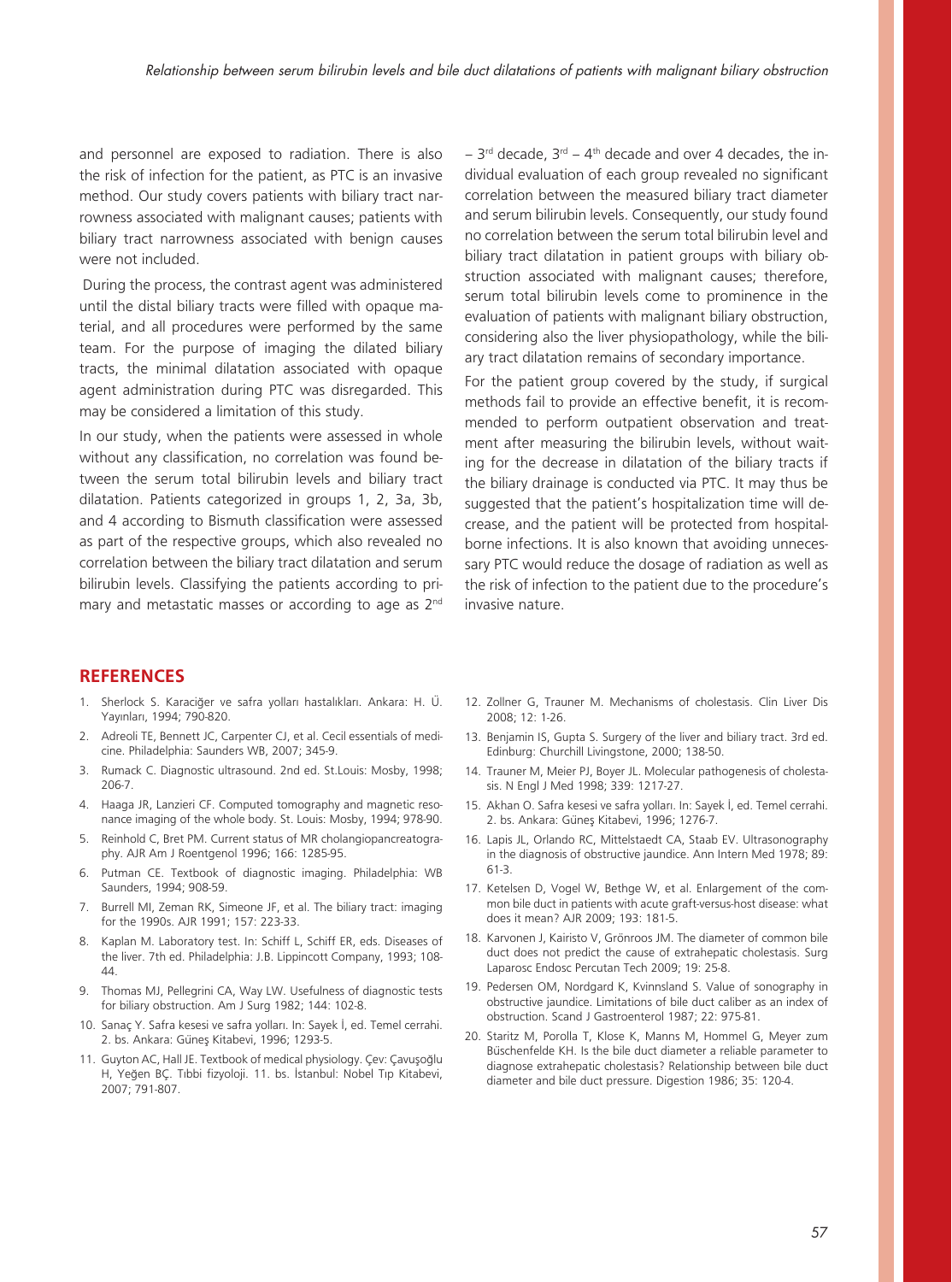and personnel are exposed to radiation. There is also the risk of infection for the patient, as PTC is an invasive method. Our study covers patients with biliary tract narrowness associated with malignant causes; patients with biliary tract narrowness associated with benign causes were not included.

During the process, the contrast agent was administered until the distal biliary tracts were filled with opaque material, and all procedures were performed by the same team. For the purpose of imaging the dilated biliary tracts, the minimal dilatation associated with opaque agent administration during PTC was disregarded. This may be considered a limitation of this study.

In our study, when the patients were assessed in whole without any classification, no correlation was found between the serum total bilirubin levels and biliary tract dilatation. Patients categorized in groups 1, 2, 3a, 3b, and 4 according to Bismuth classification were assessed as part of the respective groups, which also revealed no correlation between the biliary tract dilatation and serum bilirubin levels. Classifying the patients according to primary and metastatic masses or according to age as 2nd – 3rd decade, 3rd – 4th decade and over 4 decades, the individual evaluation of each group revealed no significant correlation between the measured biliary tract diameter and serum bilirubin levels. Consequently, our study found no correlation between the serum total bilirubin level and biliary tract dilatation in patient groups with biliary obstruction associated with malignant causes; therefore, serum total bilirubin levels come to prominence in the evaluation of patients with malignant biliary obstruction, considering also the liver physiopathology, while the biliary tract dilatation remains of secondary importance.

For the patient group covered by the study, if surgical methods fail to provide an effective benefit, it is recommended to perform outpatient observation and treatment after measuring the bilirubin levels, without waiting for the decrease in dilatation of the biliary tracts if the biliary drainage is conducted via PTC. It may thus be suggested that the patient's hospitalization time will decrease, and the patient will be protected from hospital-borne infections. It is also known that avoiding unnecessary PTC would reduce the dosage of radiation as well as the risk of infection to the patient due to the procedure's invasive nature.

## REFERENCES

1. Sherlock S. Karaciğer ve safra yolları hastalıkları. Ankara: H. Ü. Yayınları, 1994; 790-820.
2. Adreoli TE, Bennett JC, Carpenter CJ, et al. Cecil essentials of medicine. Philadelphia: Saunders WB, 2007; 345-9.
3. Rumack C. Diagnostic ultrasound. 2nd ed. St.Louis: Mosby, 1998; 206-7.
4. Haaga JR, Lanzieri CF. Computed tomography and magnetic resonance imaging of the whole body. St. Louis: Mosby, 1994; 978-90.
5. Reinhold C, Bret PM. Current status of MR cholangiopancreatography. AJR Am J Roentgenol 1996; 166: 1285-95.
6. Putman CE. Textbook of diagnostic imaging. Philadelphia: WB Saunders, 1994; 908-59.
7. Burrell MI, Zeman RK, Simeone JF, et al. The biliary tract: imaging for the 1990s. AJR 1991; 157: 223-33.
8. Kaplan M. Laboratory test. In: Schiff L, Schiff ER, eds. Diseases of the liver. 7th ed. Philadelphia: J.B. Lippincott Company, 1993; 108-44.
9. Thomas MJ, Pellegrini CA, Way LW. Usefulness of diagnostic tests for biliary obstruction. Am J Surg 1982; 144: 102-8.
10. Sanaç Y. Safra kesesi ve safra yolları. In: Sayek İ, ed. Temel cerrahi. 2. bs. Ankara: Güneş Kitabevi, 1996; 1293-5.
11. Guyton AC, Hall JE. Textbook of medical physiology. Çev: Çavuşoğlu H, Yeğen BÇ. Tıbbi fizyoloji. 11. bs. İstanbul: Nobel Tıp Kitabevi, 2007; 791-807.
12. Zollner G, Trauner M. Mechanisms of cholestasis. Clin Liver Dis 2008; 12: 1-26.
13. Benjamin IS, Gupta S. Surgery of the liver and biliary tract. 3rd ed. Edinburg: Churchill Livingstone, 2000; 138-50.
14. Trauner M, Meier PJ, Boyer JL. Molecular pathogenesis of cholestasis. N Engl J Med 1998; 339: 1217-27.
15. Akhan O. Safra kesesi ve safra yolları. In: Sayek İ, ed. Temel cerrahi. 2. bs. Ankara: Güneş Kitabevi, 1996; 1276-7.
16. Lapis JL, Orlando RC, Mittelstaedt CA, Staab EV. Ultrasonography in the diagnosis of obstructive jaundice. Ann Intern Med 1978; 89: 61-3.
17. Ketelsen D, Vogel W, Bethge W, et al. Enlargement of the common bile duct in patients with acute graft-versus-host disease: what does it mean? AJR 2009; 193: 181-5.
18. Karvonen J, Kairisto V, Grönroos JM. The diameter of common bile duct does not predict the cause of extrahepatic cholestasis. Surg Laparosc Endosc Percutan Tech 2009; 19: 25-8.
19. Pedersen OM, Nordgard K, Kvinnsland S. Value of sonography in obstructive jaundice. Limitations of bile duct caliber as an index of obstruction. Scand J Gastroenterol 1987; 22: 975-81.
20. Staritz M, Porolla T, Klose K, Manns M, Hommel G, Meyer zum Büschenfelde KH. Is the bile duct diameter a reliable parameter to diagnose extrahepatic cholestasis? Relationship between bile duct diameter and bile duct pressure. Digestion 1986; 35: 120-4.